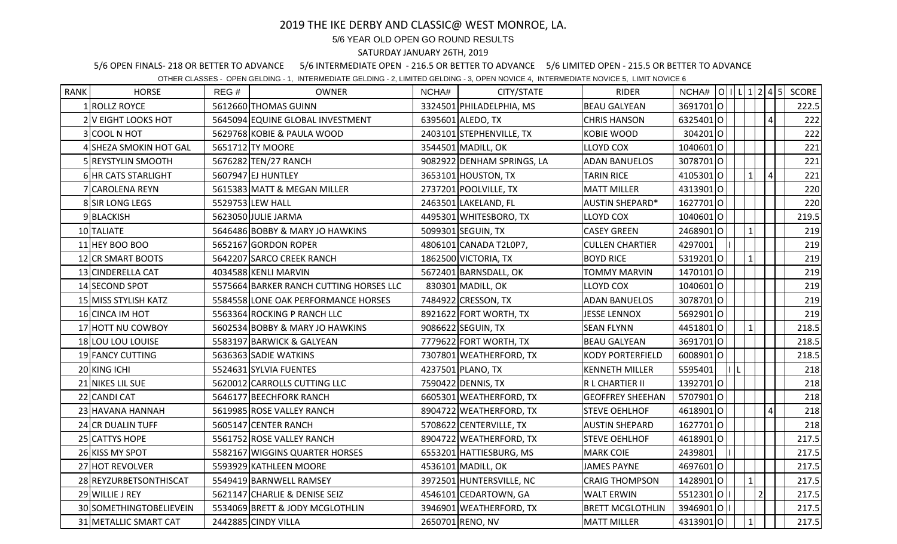# 2019 THE IKE DERBY AND CLASSIC@ WEST MONROE, LA.

5/6 YEAR OLD OPEN GO ROUND RESULTS

SATURDAY JANUARY 26TH, 2019

5/6 OPEN FINALS- 218 OR BETTER TO ADVANCE     5/6 INTERMEDIATE OPEN - 216.5 OR BETTER TO ADVANCE     5/6 LIMITED OPEN - 215.5 OR BETTER TO ADVANCE

OTHER CLASSES - OPEN GELDING - 1, INTERMEDIATE GELDING - 2, LIMITED GELDING - 3, OPEN NOVICE 4, INTERMEDIATE NOVICE 5, LIMIT NOVICE 6

| RANK | HORSE | REG # | OWNER | NCHA# | CITY/STATE | RIDER | NCHA# | O | I | L | 1 | 2 | 4 | 5 | SCORE |
|---|---|---|---|---|---|---|---|---|---|---|---|---|---|---|---|
| 1 | ROLLZ ROYCE | 5612660 | THOMAS GUINN | 3324501 | PHILADELPHIA, MS | BEAU GALYEAN | 3691701 | O | | | | | | | 222.5 |
| 2 | V EIGHT LOOKS HOT | 5645094 | EQUINE GLOBAL INVESTMENT | 6395601 | ALEDO, TX | CHRIS HANSON | 6325401 | O | | | | | 4 | | 222 |
| 3 | COOL N HOT | 5629768 | KOBIE & PAULA WOOD | 2403101 | STEPHENVILLE, TX | KOBIE WOOD | 304201 | O | | | | | | | 222 |
| 4 | SHEZA SMOKIN HOT GAL | 5651712 | TY MOORE | 3544501 | MADILL, OK | LLOYD COX | 1040601 | O | | | | | | | 221 |
| 5 | REYSTYLIN SMOOTH | 5676282 | TEN/27 RANCH | 9082922 | DENHAM SPRINGS, LA | ADAN BANUELOS | 3078701 | O | | | | | | | 221 |
| 6 | HR CATS STARLIGHT | 5607947 | EJ HUNTLEY | 3653101 | HOUSTON, TX | TARIN RICE | 4105301 | O | | | 1 | | 4 | | 221 |
| 7 | CAROLENA REYN | 5615383 | MATT & MEGAN MILLER | 2737201 | POOLVILLE, TX | MATT MILLER | 4313901 | O | | | | | | | 220 |
| 8 | SIR LONG LEGS | 5529753 | LEW HALL | 2463501 | LAKELAND, FL | AUSTIN SHEPARD* | 1627701 | O | | | | | | | 220 |
| 9 | BLACKISH | 5623050 | JULIE JARMA | 4495301 | WHITESBORO, TX | LLOYD COX | 1040601 | O | | | | | | | 219.5 |
| 10 | TALIATE | 5646486 | BOBBY & MARY JO HAWKINS | 5099301 | SEGUIN, TX | CASEY GREEN | 2468901 | O | | | 1 | | | | 219 |
| 11 | HEY BOO BOO | 5652167 | GORDON ROPER | 4806101 | CANADA T2L0P7, | CULLEN CHARTIER | 4297001 | | I | | | | | | 219 |
| 12 | CR SMART BOOTS | 5642207 | SARCO CREEK RANCH | 1862500 | VICTORIA, TX | BOYD RICE | 5319201 | O | | | 1 | | | | 219 |
| 13 | CINDERELLA CAT | 4034588 | KENLI MARVIN | 5672401 | BARNSDALL, OK | TOMMY MARVIN | 1470101 | O | | | | | | | 219 |
| 14 | SECOND SPOT | 5575664 | BARKER RANCH CUTTING HORSES LLC | 830301 | MADILL, OK | LLOYD COX | 1040601 | O | | | | | | | 219 |
| 15 | MISS STYLISH KATZ | 5584558 | LONE OAK PERFORMANCE HORSES | 7484922 | CRESSON, TX | ADAN BANUELOS | 3078701 | O | | | | | | | 219 |
| 16 | CINCA IM HOT | 5563364 | ROCKING P RANCH LLC | 8921622 | FORT WORTH, TX | JESSE LENNOX | 5692901 | O | | | | | | | 219 |
| 17 | HOTT NU COWBOY | 5602534 | BOBBY & MARY JO HAWKINS | 9086622 | SEGUIN, TX | SEAN FLYNN | 4451801 | O | | | 1 | | | | 218.5 |
| 18 | LOU LOU LOUISE | 5583197 | BARWICK & GALYEAN | 7779622 | FORT WORTH, TX | BEAU GALYEAN | 3691701 | O | | | | | | | 218.5 |
| 19 | FANCY CUTTING | 5636363 | SADIE WATKINS | 7307801 | WEATHERFORD, TX | KODY PORTERFIELD | 6008901 | O | | | | | | | 218.5 |
| 20 | KING ICHI | 5524631 | SYLVIA FUENTES | 4237501 | PLANO, TX | KENNETH MILLER | 5595401 | | I | L | | | | | 218 |
| 21 | NIKES LIL SUE | 5620012 | CARROLLS CUTTING LLC | 7590422 | DENNIS, TX | R L CHARTIER II | 1392701 | O | | | | | | | 218 |
| 22 | CANDI CAT | 5646177 | BEECHFORK RANCH | 6605301 | WEATHERFORD, TX | GEOFFREY SHEEHAN | 5707901 | O | | | | | | | 218 |
| 23 | HAVANA HANNAH | 5619985 | ROSE VALLEY RANCH | 8904722 | WEATHERFORD, TX | STEVE OEHLHOF | 4618901 | O | | | | | 4 | | 218 |
| 24 | CR DUALIN TUFF | 5605147 | CENTER RANCH | 5708622 | CENTERVILLE, TX | AUSTIN SHEPARD | 1627701 | O | | | | | | | 218 |
| 25 | CATTYS HOPE | 5561752 | ROSE VALLEY RANCH | 8904722 | WEATHERFORD, TX | STEVE OEHLHOF | 4618901 | O | | | | | | | 217.5 |
| 26 | KISS MY SPOT | 5582167 | WIGGINS QUARTER HORSES | 6553201 | HATTIESBURG, MS | MARK COIE | 2439801 | | I | | | | | | 217.5 |
| 27 | HOT REVOLVER | 5593929 | KATHLEEN MOORE | 4536101 | MADILL, OK | JAMES PAYNE | 4697601 | O | | | | | | | 217.5 |
| 28 | REYZURBETSONTHISCAT | 5549419 | BARNWELL RAMSEY | 3972501 | HUNTERSVILLE, NC | CRAIG THOMPSON | 1428901 | O | | | 1 | | | | 217.5 |
| 29 | WILLIE J REY | 5621147 | CHARLIE & DENISE SEIZ | 4546101 | CEDARTOWN, GA | WALT ERWIN | 5512301 | O | I | | | 2 | | | 217.5 |
| 30 | SOMETHINGTOBELIEVEIN | 5534069 | BRETT & JODY MCGLOTHLIN | 3946901 | WEATHERFORD, TX | BRETT MCGLOTHLIN | 3946901 | O | I | | | | | | 217.5 |
| 31 | METALLIC SMART CAT | 2442885 | CINDY VILLA | 2650701 | RENO, NV | MATT MILLER | 4313901 | O | | | 1 | | | | 217.5 |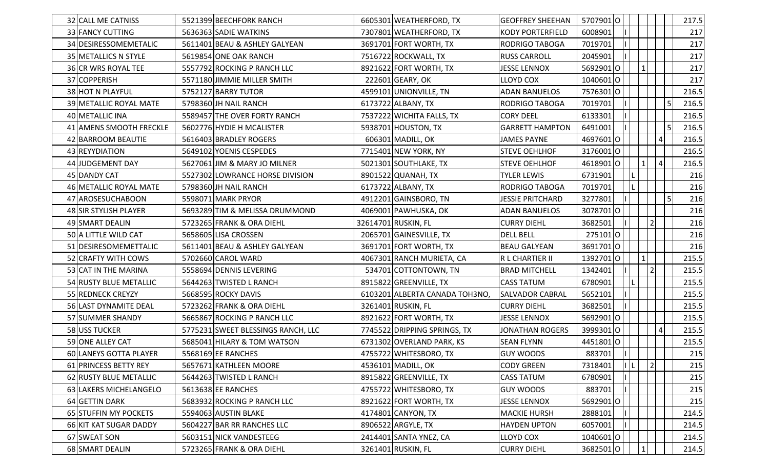| | | | | | | | | | | | | | | | |
|---|---|---|---|---|---|---|---|---|---|---|---|---|---|---|---|
| 32 | CALL ME CATNISS | 5521399 | BEECHFORK RANCH | 6605301 | WEATHERFORD, TX | GEOFFREY SHEEHAN | 5707901 | O | | | | | | | 217.5 |
| 33 | FANCY CUTTING | 5636363 | SADIE WATKINS | 7307801 | WEATHERFORD, TX | KODY PORTERFIELD | 6008901 | | I | | | | | | 217 |
| 34 | DESIRESSOMEMETALIC | 5611401 | BEAU & ASHLEY GALYEAN | 3691701 | FORT WORTH, TX | RODRIGO TABOGA | 7019701 | | I | | | | | | 217 |
| 35 | METALLICS N STYLE | 5619854 | ONE OAK RANCH | 7516722 | ROCKWALL, TX | RUSS CARROLL | 2045901 | | I | | | | | | 217 |
| 36 | CR WRS ROYAL TEE | 5557792 | ROCKING P RANCH LLC | 8921622 | FORT WORTH, TX | JESSE LENNOX | 5692901 | O | | | 1 | | | | 217 |
| 37 | COPPERISH | 5571180 | JIMMIE MILLER SMITH | 222601 | GEARY, OK | LLOYD COX | 1040601 | O | | | | | | | 217 |
| 38 | HOT N PLAYFUL | 5752127 | BARRY TUTOR | 4599101 | UNIONVILLE, TN | ADAN BANUELOS | 7576301 | O | | | | | | | 216.5 |
| 39 | METALLIC ROYAL MATE | 5798360 | JH NAIL RANCH | 6173722 | ALBANY, TX | RODRIGO TABOGA | 7019701 | | I | | | | | 5 | 216.5 |
| 40 | METALLIC INA | 5589457 | THE OVER FORTY RANCH | 7537222 | WICHITA FALLS, TX | CORY DEEL | 6133301 | | I | | | | | | 216.5 |
| 41 | AMENS SMOOTH FRECKLE | 5602776 | HYDIE H MCALISTER | 5938701 | HOUSTON, TX | GARRETT HAMPTON | 6491001 | | I | | | | | 5 | 216.5 |
| 42 | BARROOM BEAUTIE | 5616403 | BRADLEY ROGERS | 606301 | MADILL, OK | JAMES PAYNE | 4697601 | O | | | | | 4 | | 216.5 |
| 43 | REYYDIATION | 5649102 | YOENIS CESPEDES | 7715401 | NEW YORK, NY | STEVE OEHLHOF | 3176001 | O | | | | | | | 216.5 |
| 44 | JUDGEMENT DAY | 5627061 | JIM & MARY JO MILNER | 5021301 | SOUTHLAKE, TX | STEVE OEHLHOF | 4618901 | O | | | 1 | | 4 | | 216.5 |
| 45 | DANDY CAT | 5527302 | LOWRANCE HORSE DIVISION | 8901522 | QUANAH, TX | TYLER LEWIS | 6731901 | | | L | | | | | 216 |
| 46 | METALLIC ROYAL MATE | 5798360 | JH NAIL RANCH | 6173722 | ALBANY, TX | RODRIGO TABOGA | 7019701 | | | L | | | | | 216 |
| 47 | AROSESUCHABOON | 5598071 | MARK PRYOR | 4912201 | GAINSBORO, TN | JESSIE PRITCHARD | 3277801 | | I | | | | | 5 | 216 |
| 48 | SIR STYLISH PLAYER | 5693289 | TIM & MELISSA DRUMMOND | 4069001 | PAWHUSKA, OK | ADAN BANUELOS | 3078701 | O | | | | | | | 216 |
| 49 | SMART DEALIN | 5723265 | FRANK & ORA DIEHL | 32614701 | RUSKIN, FL | CURRY DIEHL | 3682501 | | I | | | 2 | | | 216 |
| 50 | A LITTLE WILD CAT | 5658605 | LISA CROSSEN | 2065701 | GAINESVILLE, TX | DELL BELL | 275101 | O | | | | | | | 216 |
| 51 | DESIRESOMEMETTALIC | 5611401 | BEAU & ASHLEY GALYEAN | 3691701 | FORT WORTH, TX | BEAU GALYEAN | 3691701 | O | | | | | | | 216 |
| 52 | CRAFTY WITH COWS | 5702660 | CAROL WARD | 4067301 | RANCH MURIETA, CA | R L CHARTIER II | 1392701 | O | | | 1 | | | | 215.5 |
| 53 | CAT IN THE MARINA | 5558694 | DENNIS LEVERING | 534701 | COTTONTOWN, TN | BRAD MITCHELL | 1342401 | | I | | | 2 | | | 215.5 |
| 54 | RUSTY BLUE METALLIC | 5644263 | TWISTED L RANCH | 8915822 | GREENVILLE, TX | CASS TATUM | 6780901 | | | L | | | | | 215.5 |
| 55 | REDNECK CREYZY | 5668595 | ROCKY DAVIS | 6103201 | ALBERTA CANADA TOH3NO, | SALVADOR CABRAL | 5652101 | | I | | | | | | 215.5 |
| 56 | LAST DYNAMITE DEAL | 5723262 | FRANK & ORA DIEHL | 3261401 | RUSKIN, FL | CURRY DIEHL | 3682501 | | I | | | | | | 215.5 |
| 57 | SUMMER SHANDY | 5665867 | ROCKING P RANCH LLC | 8921622 | FORT WORTH, TX | JESSE LENNOX | 5692901 | O | | | | | | | 215.5 |
| 58 | USS TUCKER | 5775231 | SWEET BLESSINGS RANCH, LLC | 7745522 | DRIPPING SPRINGS, TX | JONATHAN ROGERS | 3999301 | O | | | | | 4 | | 215.5 |
| 59 | ONE ALLEY CAT | 5685041 | HILARY & TOM WATSON | 6731302 | OVERLAND PARK, KS | SEAN FLYNN | 4451801 | O | | | | | | | 215.5 |
| 60 | LANEYS GOTTA PLAYER | 5568169 | EE RANCHES | 4755722 | WHITESBORO, TX | GUY WOODS | 883701 | | I | | | | | | 215 |
| 61 | PRINCESS BETTY REY | 5657671 | KATHLEEN MOORE | 4536101 | MADILL, OK | CODY GREEN | 7318401 | | I | L | | 2 | | | 215 |
| 62 | RUSTY BLUE METALLIC | 5644263 | TWISTED L RANCH | 8915822 | GREENVILLE, TX | CASS TATUM | 6780901 | | I | | | | | | 215 |
| 63 | LAKERS MICHELANGELO | 5613638 | EE RANCHES | 4755722 | WHITESBORO, TX | GUY WOODS | 883701 | | I | | | | | | 215 |
| 64 | GETTIN DARK | 5683932 | ROCKING P RANCH LLC | 8921622 | FORT WORTH, TX | JESSE LENNOX | 5692901 | O | | | | | | | 215 |
| 65 | STUFFIN MY POCKETS | 5594063 | AUSTIN BLAKE | 4174801 | CANYON, TX | MACKIE HURSH | 2888101 | | I | | | | | | 214.5 |
| 66 | KIT KAT SUGAR DADDY | 5604227 | BAR RR RANCHES LLC | 8906522 | ARGYLE, TX | HAYDEN UPTON | 6057001 | | I | | | | | | 214.5 |
| 67 | SWEAT SON | 5603151 | NICK VANDESTEEG | 2414401 | SANTA YNEZ, CA | LLOYD COX | 1040601 | O | | | | | | | 214.5 |
| 68 | SMART DEALIN | 5723265 | FRANK & ORA DIEHL | 3261401 | RUSKIN, FL | CURRY DIEHL | 3682501 | O | | | 1 | | | | 214.5 |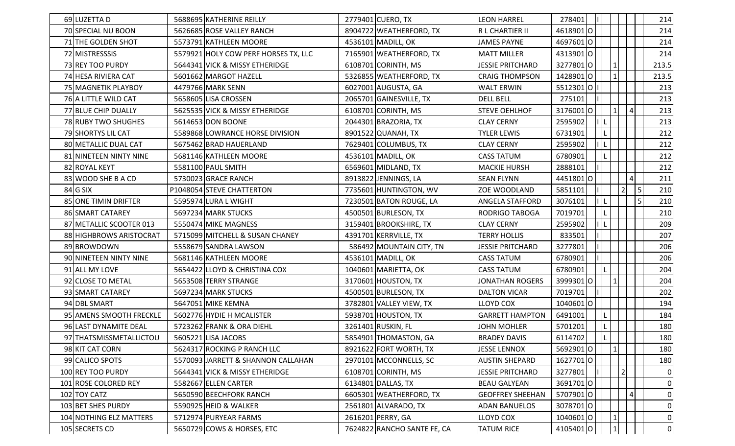| | | | | | | | | | | | | | | | | |
|---|---|---|---|---|---|---|---|---|---|---|---|---|---|---|---|---|
| 69 | LUZETTA D | 5688695 | KATHERINE REILLY | 2779401 | CUERO, TX | LEON HARREL | 278401 | | I | | | | | | | 214 |
| 70 | SPECIAL NU BOON | 5626685 | ROSE VALLEY RANCH | 8904722 | WEATHERFORD, TX | R L CHARTIER II | 4618901 | O | | | | | | | | 214 |
| 71 | THE GOLDEN SHOT | 5573791 | KATHLEEN MOORE | 4536101 | MADILL, OK | JAMES PAYNE | 4697601 | O | | | | | | | | 214 |
| 72 | MISTRESSSIS | 5579921 | HOLY COW PERF HORSES TX, LLC | 7165901 | WEATHERFORD, TX | MATT MILLER | 4313901 | O | | | | | | | | 214 |
| 73 | REY TOO PURDY | 5644341 | VICK & MISSY ETHERIDGE | 6108701 | CORINTH, MS | JESSIE PRITCHARD | 3277801 | O | | | | 1 | | | | 213.5 |
| 74 | HESA RIVIERA CAT | 5601662 | MARGOT HAZELL | 5326855 | WEATHERFORD, TX | CRAIG THOMPSON | 1428901 | O | | | | 1 | | | | 213.5 |
| 75 | MAGNETIK PLAYBOY | 4479766 | MARK SENN | 6027001 | AUGUSTA, GA | WALT ERWIN | 5512301 | O | I | | | | | | | 213 |
| 76 | A LITTLE WILD CAT | 5658605 | LISA CROSSEN | 2065701 | GAINESVILLE, TX | DELL BELL | 275101 | | I | | | | | | | 213 |
| 77 | BLUE CHIP DUALLY | 5625535 | VICK & MISSY ETHERIDGE | 6108701 | CORINTH, MS | STEVE OEHLHOF | 3176001 | O | | | | 1 | | 4 | | 213 |
| 78 | RUBY TWO SHUGHES | 5614653 | DON BOONE | 2044301 | BRAZORIA, TX | CLAY CERNY | 2595902 | | I | L | | | | | | 213 |
| 79 | SHORTYS LIL CAT | 5589868 | LOWRANCE HORSE DIVISION | 8901522 | QUANAH, TX | TYLER LEWIS | 6731901 | | | L | | | | | | 212 |
| 80 | METALLIC DUAL CAT | 5675462 | BRAD HAUERLAND | 7629401 | COLUMBUS, TX | CLAY CERNY | 2595902 | | I | L | | | | | | 212 |
| 81 | NINETEEN NINTY NINE | 5681146 | KATHLEEN MOORE | 4536101 | MADILL, OK | CASS TATUM | 6780901 | | | L | | | | | | 212 |
| 82 | ROYAL KEYT | 5581100 | PAUL SMITH | 6569601 | MIDLAND, TX | MACKIE HURSH | 2888101 | | I | | | | | | | 212 |
| 83 | WOOD SHE B A CD | 5730023 | GRACE RANCH | 8913822 | JENNINGS, LA | SEAN FLYNN | 4451801 | O | | | | | | 4 | | 211 |
| 84 | G SIX | P1048054 | STEVE CHATTERTON | 7735601 | HUNTINGTON, WV | ZOE WOODLAND | 5851101 | | I | | | | 2 | | 5 | 210 |
| 85 | ONE TIMIN DRIFTER | 5595974 | LURA L WIGHT | 7230501 | BATON ROUGE, LA | ANGELA STAFFORD | 3076101 | | I | L | | | | | 5 | 210 |
| 86 | SMART CATAREY | 5697234 | MARK STUCKS | 4500501 | BURLESON, TX | RODRIGO TABOGA | 7019701 | | | L | | | | | | 210 |
| 87 | METALLIC SCOOTER 013 | 5550474 | MIKE MAGNESS | 3159401 | BROOKSHIRE, TX | CLAY CERNY | 2595902 | | I | L | | | | | | 209 |
| 88 | HIGHBROWS ARISTOCRAT | 5715099 | MITCHELL & SUSAN CHANEY | 4391701 | KERRVILLE, TX | TERRY HOLLIS | 833501 | | I | | | | | | | 207 |
| 89 | BROWDOWN | 5558679 | SANDRA LAWSON | 586492 | MOUNTAIN CITY, TN | JESSIE PRITCHARD | 3277801 | | I | | | | | | | 206 |
| 90 | NINETEEN NINTY NINE | 5681146 | KATHLEEN MOORE | 4536101 | MADILL, OK | CASS TATUM | 6780901 | | I | | | | | | | 206 |
| 91 | ALL MY LOVE | 5654422 | LLOYD & CHRISTINA COX | 1040601 | MARIETTA, OK | CASS TATUM | 6780901 | | | L | | | | | | 204 |
| 92 | CLOSE TO METAL | 5653508 | TERRY STRANGE | 3170601 | HOUSTON, TX | JONATHAN ROGERS | 3999301 | O | | | | 1 | | | | 204 |
| 93 | SMART CATAREY | 5697234 | MARK STUCKS | 4500501 | BURLESON, TX | DALTON VICAR | 7019701 | | I | | | | | | | 202 |
| 94 | DBL SMART | 5647051 | MIKE KEMNA | 3782801 | VALLEY VIEW, TX | LLOYD COX | 1040601 | O | | | | | | | | 194 |
| 95 | AMENS SMOOTH FRECKLE | 5602776 | HYDIE H MCALISTER | 5938701 | HOUSTON, TX | GARRETT HAMPTON | 6491001 | | | | L | | | | | 184 |
| 96 | LAST DYNAMITE DEAL | 5723262 | FRANK & ORA DIEHL | 3261401 | RUSKIN, FL | JOHN MOHLER | 5701201 | | | | L | | | | | 180 |
| 97 | THATSMISSMETALLICTOU | 5605221 | LISA JACOBS | 5854901 | THOMASTON, GA | BRADEY DAVIS | 6114702 | | | | L | | | | | 180 |
| 98 | KIT CAT CORN | 5624317 | ROCKING P RANCH LLC | 8921622 | FORT WORTH, TX | JESSE LENNOX | 5692901 | O | | | | 1 | | | | 180 |
| 99 | CALICO SPOTS | 5570093 | JARRETT & SHANNON CALLAHAN | 2970101 | MCCONNELLS, SC | AUSTIN SHEPARD | 1627701 | O | | | | | | | | 180 |
| 100 | REY TOO PURDY | 5644341 | VICK & MISSY ETHERIDGE | 6108701 | CORINTH, MS | JESSIE PRITCHARD | 3277801 | | I | | | | 2 | | | 0 |
| 101 | ROSE COLORED REY | 5582667 | ELLEN CARTER | 6134801 | DALLAS, TX | BEAU GALYEAN | 3691701 | O | | | | | | | | 0 |
| 102 | TOY CATZ | 5650590 | BEECHFORK RANCH | 6605301 | WEATHERFORD, TX | GEOFFREY SHEEHAN | 5707901 | O | | | | | | 4 | | 0 |
| 103 | BET SHES PURDY | 5590925 | HEID & WALKER | 2561801 | ALVARADO, TX | ADAN BANUELOS | 3078701 | O | | | | | | | | 0 |
| 104 | NOTHING ELZ MATTERS | 5712974 | PURYEAR FARMS | 2616201 | PERRY, GA | LLOYD COX | 1040601 | O | | | | 1 | | | | 0 |
| 105 | SECRETS CD | 5650729 | COWS & HORSES, ETC | 7624822 | RANCHO SANTE FE, CA | TATUM RICE | 4105401 | O | | | | 1 | | | | 0 |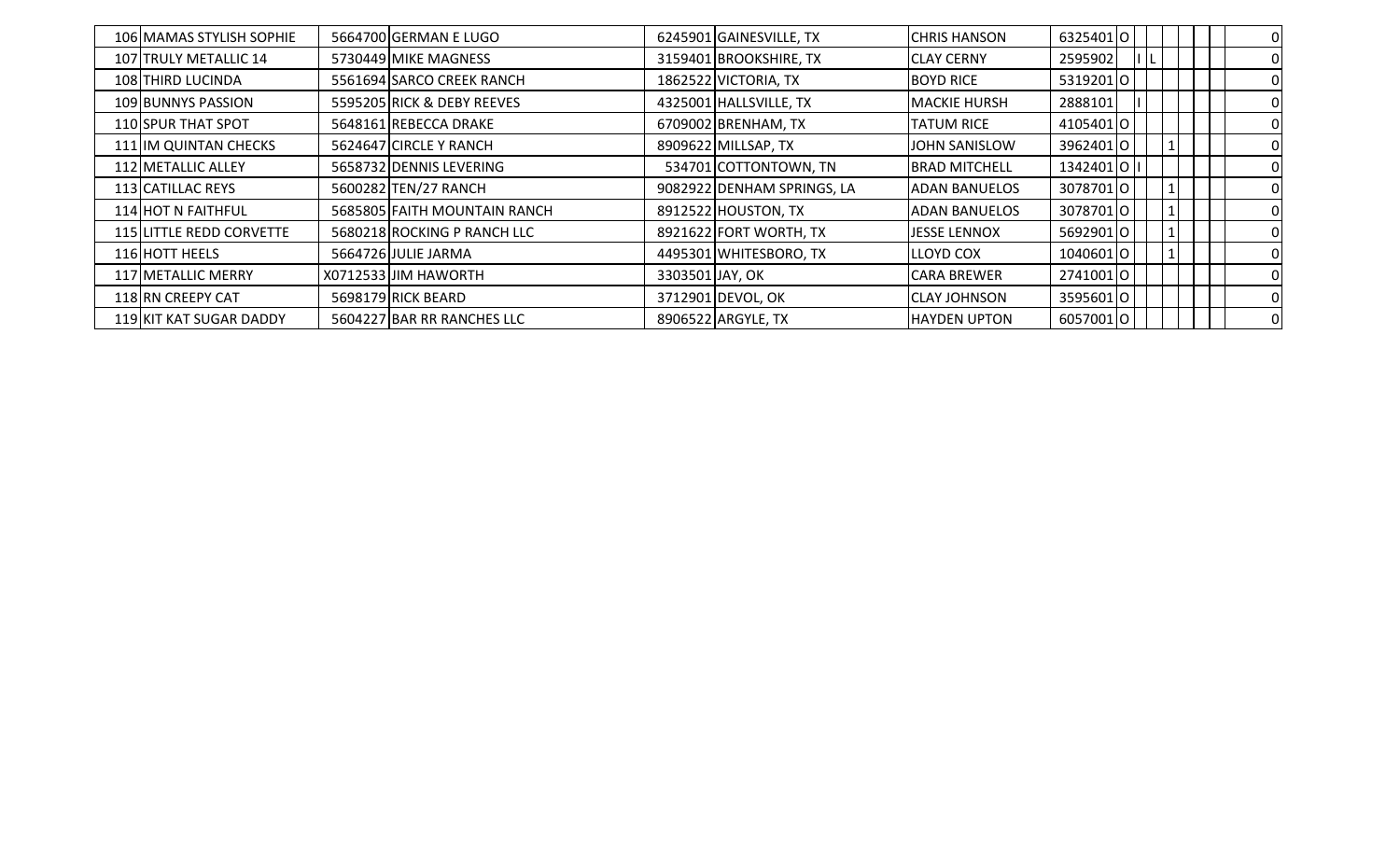| | | | | | | | | | | | | | | | |
|---|---|---|---|---|---|---|---|---|---|---|---|---|---|---|---|
| 106 | MAMAS STYLISH SOPHIE | 5664700 | GERMAN E LUGO | 6245901 | GAINESVILLE, TX | CHRIS HANSON | 6325401 | O | | | | | | | 0 |
| 107 | TRULY METALLIC 14 | 5730449 | MIKE MAGNESS | 3159401 | BROOKSHIRE, TX | CLAY CERNY | 2595902 | | I | L | | | | | 0 |
| 108 | THIRD LUCINDA | 5561694 | SARCO CREEK RANCH | 1862522 | VICTORIA, TX | BOYD RICE | 5319201 | O | | | | | | | 0 |
| 109 | BUNNYS PASSION | 5595205 | RICK & DEBY REEVES | 4325001 | HALLSVILLE, TX | MACKIE HURSH | 2888101 | | I | | | | | | 0 |
| 110 | SPUR THAT SPOT | 5648161 | REBECCA DRAKE | 6709002 | BRENHAM, TX | TATUM RICE | 4105401 | O | | | | | | | 0 |
| 111 | IM QUINTAN CHECKS | 5624647 | CIRCLE Y RANCH | 8909622 | MILLSAP, TX | JOHN SANISLOW | 3962401 | O | | | 1 | | | | 0 |
| 112 | METALLIC ALLEY | 5658732 | DENNIS LEVERING | 534701 | COTTONTOWN, TN | BRAD MITCHELL | 1342401 | O | I | | | | | | 0 |
| 113 | CATILLAC REYS | 5600282 | TEN/27 RANCH | 9082922 | DENHAM SPRINGS, LA | ADAN BANUELOS | 3078701 | O | | | 1 | | | | 0 |
| 114 | HOT N FAITHFUL | 5685805 | FAITH MOUNTAIN RANCH | 8912522 | HOUSTON, TX | ADAN BANUELOS | 3078701 | O | | | 1 | | | | 0 |
| 115 | LITTLE REDD CORVETTE | 5680218 | ROCKING P RANCH LLC | 8921622 | FORT WORTH, TX | JESSE LENNOX | 5692901 | O | | | 1 | | | | 0 |
| 116 | HOTT HEELS | 5664726 | JULIE JARMA | 4495301 | WHITESBORO, TX | LLOYD COX | 1040601 | O | | | 1 | | | | 0 |
| 117 | METALLIC MERRY | X0712533 | JIM HAWORTH | 3303501 | JAY, OK | CARA BREWER | 2741001 | O | | | | | | | 0 |
| 118 | RN CREEPY CAT | 5698179 | RICK BEARD | 3712901 | DEVOL, OK | CLAY JOHNSON | 3595601 | O | | | | | | | 0 |
| 119 | KIT KAT SUGAR DADDY | 5604227 | BAR RR RANCHES LLC | 8906522 | ARGYLE, TX | HAYDEN UPTON | 6057001 | O | | | | | | | 0 |